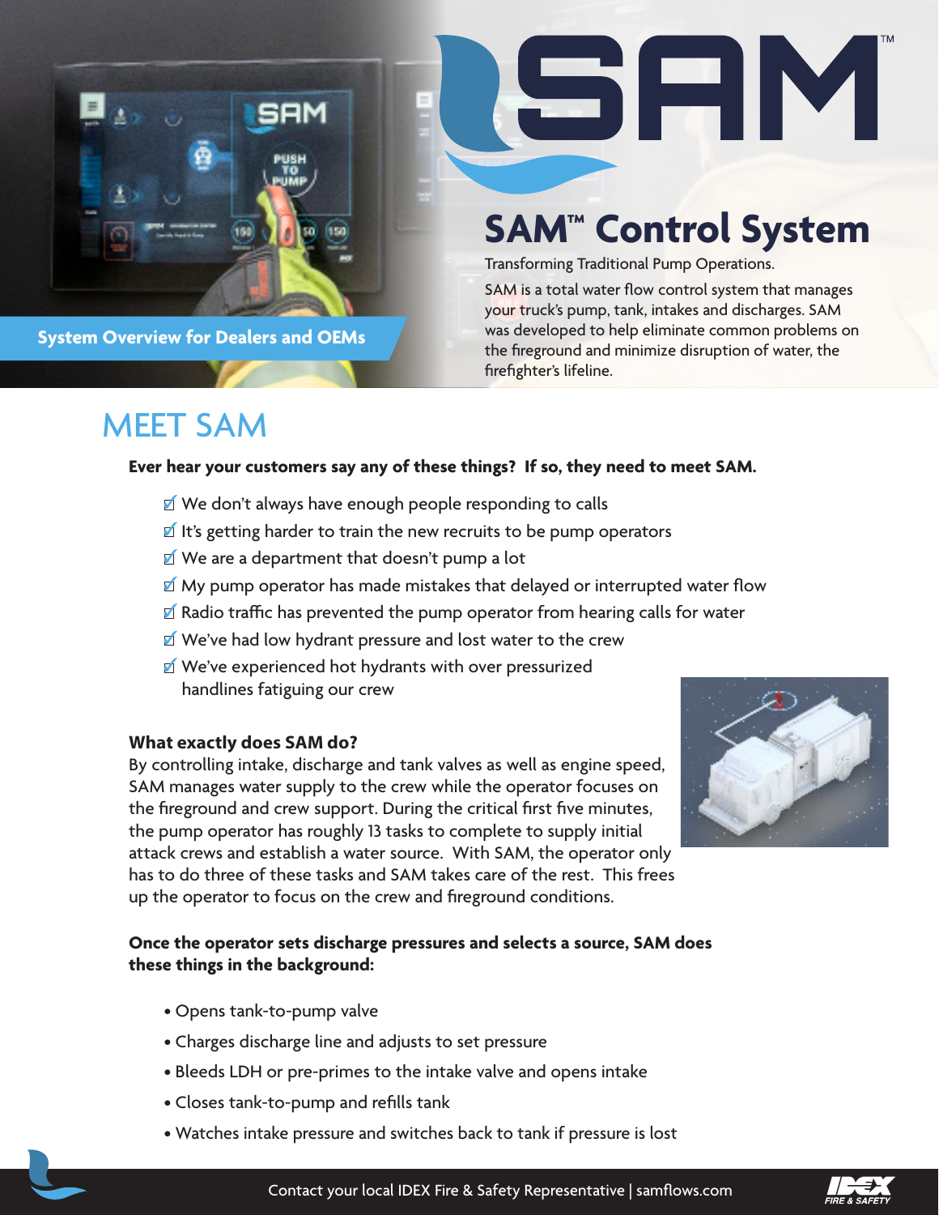# SAM™ Control System

System Overview for Dealers and OEMs

Transforming Traditional Pump Operations.

SAM is a total water flow control system that manages your truck's pump, tank, intakes and discharges. SAM was developed to help eliminate common problems on the fireground and minimize disruption of water, the firefighter's lifeline.

## MEET SAM

**Ever hear your customers say any of these things? If so, they need to meet SAM.**

- ☑ We don't always have enough people responding to calls
- ☑ It's getting harder to train the new recruits to be pump operators
- ☑ We are a department that doesn't pump a lot
- ☑ My pump operator has made mistakes that delayed or interrupted water flow
- ☑ Radio traffic has prevented the pump operator from hearing calls for water
- ☑ We've had low hydrant pressure and lost water to the crew
- ☑ We've experienced hot hydrants with over pressurized handlines fatiguing our crew

**What exactly does SAM do?**

By controlling intake, discharge and tank valves as well as engine speed, SAM manages water supply to the crew while the operator focuses on the fireground and crew support. During the critical first five minutes, the pump operator has roughly 13 tasks to complete to supply initial attack crews and establish a water source. With SAM, the operator only has to do three of these tasks and SAM takes care of the rest. This frees up the operator to focus on the crew and fireground conditions.

**Once the operator sets discharge pressures and selects a source, SAM does these things in the background:**

- Opens tank-to-pump valve
- Charges discharge line and adjusts to set pressure
- Bleeds LDH or pre-primes to the intake valve and opens intake
- Closes tank-to-pump and refills tank
- Watches intake pressure and switches back to tank if pressure is lost

Contact your local IDEX Fire & Safety Representative | samflows.com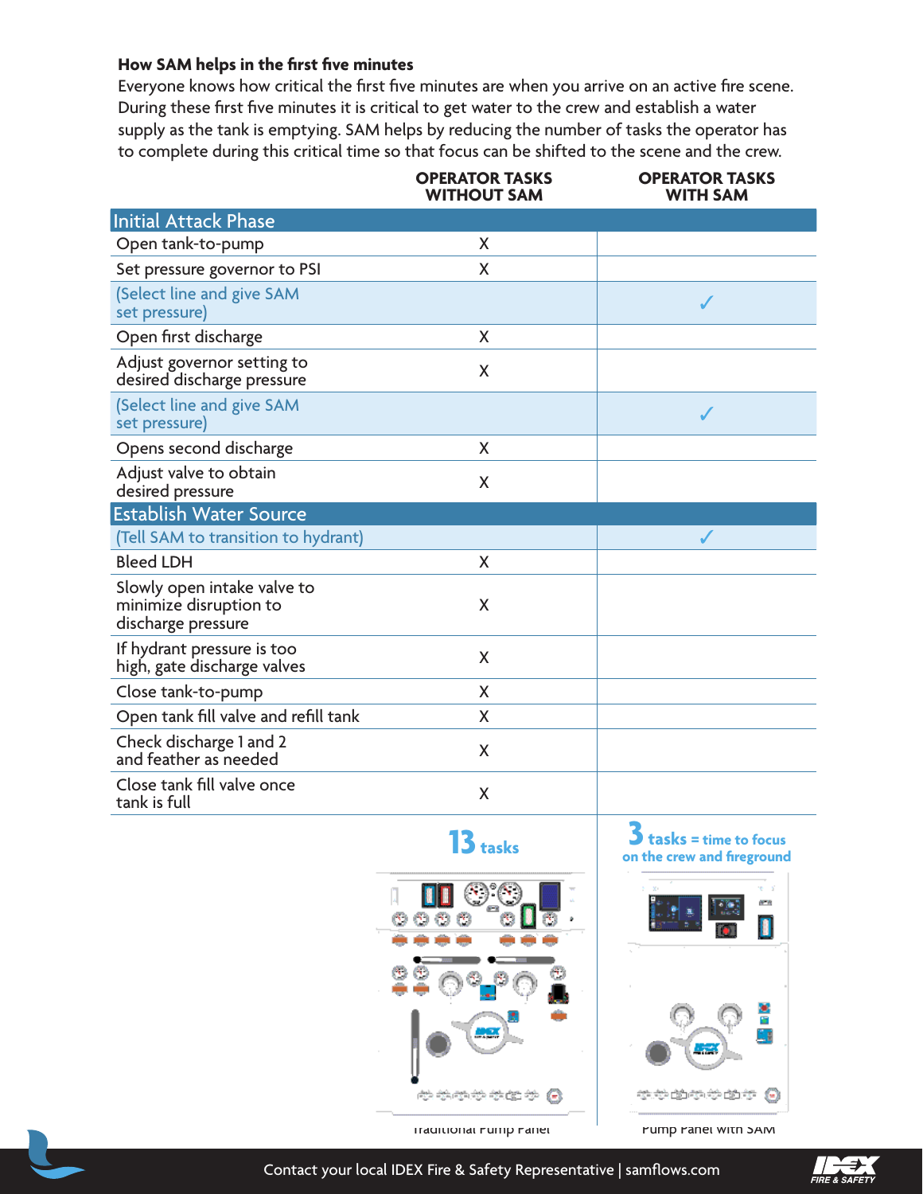### How SAM helps in the first five minutes

Everyone knows how critical the first five minutes are when you arrive on an active fire scene. During these first five minutes it is critical to get water to the crew and establish a water supply as the tank is emptying. SAM helps by reducing the number of tasks the operator has to complete during this critical time so that focus can be shifted to the scene and the crew.

| | OPERATOR TASKS WITHOUT SAM | OPERATOR TASKS WITH SAM |
|---|---|---|
| **Initial Attack Phase** | | |
| Open tank-to-pump | X | |
| Set pressure governor to PSI | X | |
| (Select line and give SAM set pressure) | | ✓ |
| Open first discharge | X | |
| Adjust governor setting to desired discharge pressure | X | |
| (Select line and give SAM set pressure) | | ✓ |
| Opens second discharge | X | |
| Adjust valve to obtain desired pressure | X | |
| **Establish Water Source** | | |
| (Tell SAM to transition to hydrant) | | ✓ |
| Bleed LDH | X | |
| Slowly open intake valve to minimize disruption to discharge pressure | X | |
| If hydrant pressure is too high, gate discharge valves | X | |
| Close tank-to-pump | X | |
| Open tank fill valve and refill tank | X | |
| Check discharge 1 and 2 and feather as needed | X | |
| Close tank fill valve once tank is full | X | |
| | **13 tasks** | **3 tasks = time to focus on the crew and fireground** |

Traditional Pump Panel

Pump Panel with SAM

Contact your local IDEX Fire & Safety Representative | samflows.com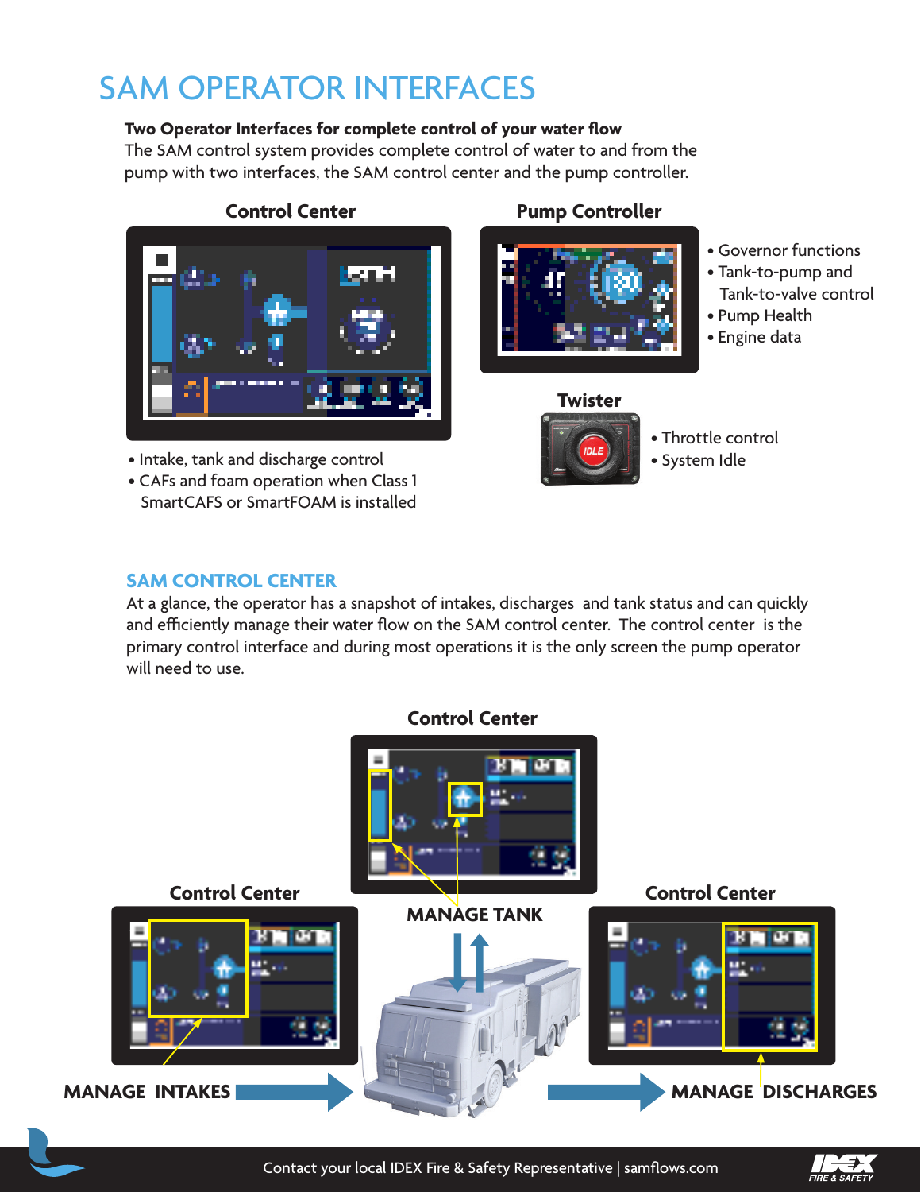# SAM OPERATOR INTERFACES

**Two Operator Interfaces for complete control of your water flow**
The SAM control system provides complete control of water to and from the pump with two interfaces, the SAM control center and the pump controller.

### Control Center

- Intake, tank and discharge control
- CAFs and foam operation when Class 1 SmartCAFS or SmartFOAM is installed

### Pump Controller

- Governor functions
- Tank-to-pump and Tank-to-valve control
- Pump Health
- Engine data

### Twister

- Throttle control
- System Idle

## SAM CONTROL CENTER

At a glance, the operator has a snapshot of intakes, discharges and tank status and can quickly and efficiently manage their water flow on the SAM control center. The control center is the primary control interface and during most operations it is the only screen the pump operator will need to use.

Control Center

MANAGE TANK

Control Center

MANAGE INTAKES

Control Center

MANAGE DISCHARGES

Contact your local IDEX Fire & Safety Representative | samflows.com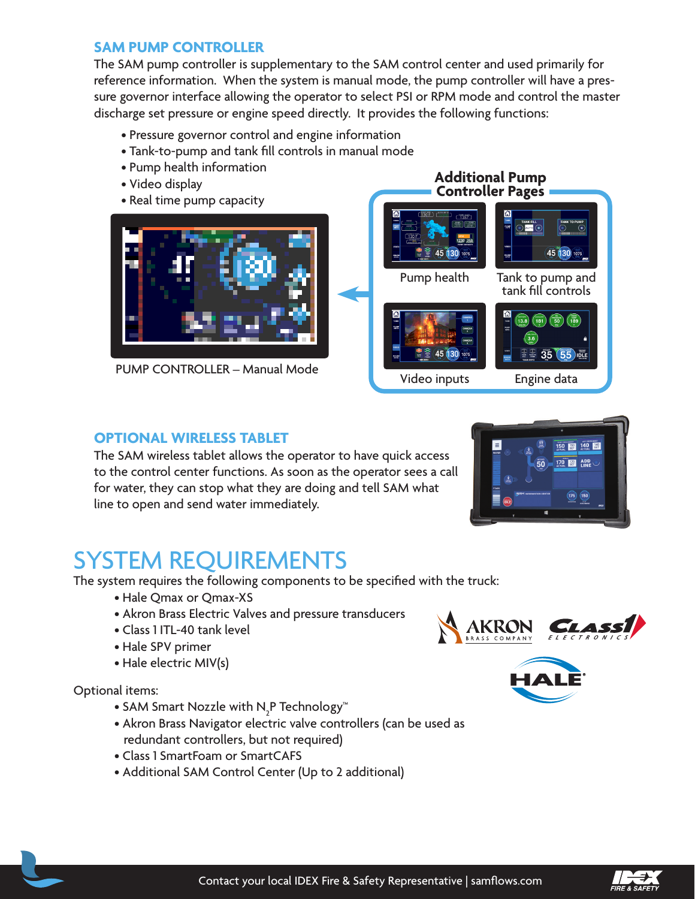## SAM PUMP CONTROLLER

The SAM pump controller is supplementary to the SAM control center and used primarily for reference information. When the system is manual mode, the pump controller will have a pressure governor interface allowing the operator to select PSI or RPM mode and control the master discharge set pressure or engine speed directly. It provides the following functions:

- Pressure governor control and engine information
- Tank-to-pump and tank fill controls in manual mode
- Pump health information
- Video display
- Real time pump capacity

PUMP CONTROLLER – Manual Mode

**Additional Pump Controller Pages**

Pump health

Tank to pump and tank fill controls

Video inputs

Engine data

## OPTIONAL WIRELESS TABLET

The SAM wireless tablet allows the operator to have quick access to the control center functions. As soon as the operator sees a call for water, they can stop what they are doing and tell SAM what line to open and send water immediately.

# SYSTEM REQUIREMENTS

The system requires the following components to be specified with the truck:

- Hale Qmax or Qmax-XS
- Akron Brass Electric Valves and pressure transducers
- Class 1 ITL-40 tank level
- Hale SPV primer
- Hale electric MIV(s)

Optional items:

- SAM Smart Nozzle with $N_2$P Technology™
- Akron Brass Navigator electric valve controllers (can be used as redundant controllers, but not required)
- Class 1 SmartFoam or SmartCAFS
- Additional SAM Control Center (Up to 2 additional)

Contact your local IDEX Fire & Safety Representative | samflows.com